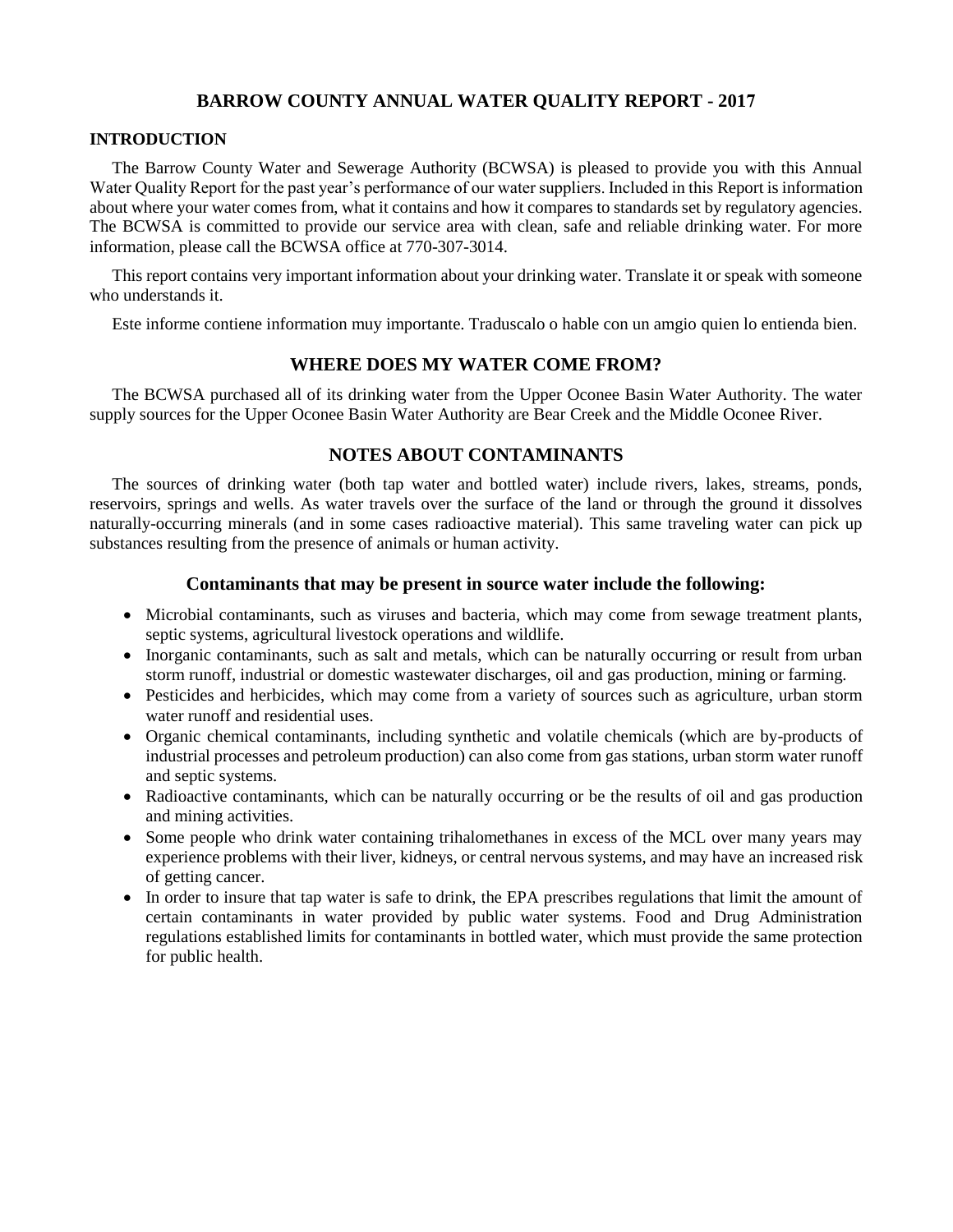# BARROW COUNTY ANNUAL WATER QUALITY REPORT - 2017

## INTRODUCTION

The Barrow County Water and Sewerage Authority (BCWSA) is pleased to provide you with this Annual Water Quality Report for the past year's performance of our water suppliers. Included in this Report is information about where your water comes from, what it contains and how it compares to standards set by regulatory agencies. The BCWSA is committed to provide our service area with clean, safe and reliable drinking water. For more information, please call the BCWSA office at 770-307-3014.

This report contains very important information about your drinking water. Translate it or speak with someone who understands it.

Este informe contiene information muy importante. Traduscalo o hable con un amgio quien lo entienda bien.

## WHERE DOES MY WATER COME FROM?

The BCWSA purchased all of its drinking water from the Upper Oconee Basin Water Authority. The water supply sources for the Upper Oconee Basin Water Authority are Bear Creek and the Middle Oconee River.

## NOTES ABOUT CONTAMINANTS

The sources of drinking water (both tap water and bottled water) include rivers, lakes, streams, ponds, reservoirs, springs and wells. As water travels over the surface of the land or through the ground it dissolves naturally-occurring minerals (and in some cases radioactive material). This same traveling water can pick up substances resulting from the presence of animals or human activity.

### Contaminants that may be present in source water include the following:

- Microbial contaminants, such as viruses and bacteria, which may come from sewage treatment plants, septic systems, agricultural livestock operations and wildlife.
- Inorganic contaminants, such as salt and metals, which can be naturally occurring or result from urban storm runoff, industrial or domestic wastewater discharges, oil and gas production, mining or farming.
- Pesticides and herbicides, which may come from a variety of sources such as agriculture, urban storm water runoff and residential uses.
- Organic chemical contaminants, including synthetic and volatile chemicals (which are by-products of industrial processes and petroleum production) can also come from gas stations, urban storm water runoff and septic systems.
- Radioactive contaminants, which can be naturally occurring or be the results of oil and gas production and mining activities.
- Some people who drink water containing trihalomethanes in excess of the MCL over many years may experience problems with their liver, kidneys, or central nervous systems, and may have an increased risk of getting cancer.
- In order to insure that tap water is safe to drink, the EPA prescribes regulations that limit the amount of certain contaminants in water provided by public water systems. Food and Drug Administration regulations established limits for contaminants in bottled water, which must provide the same protection for public health.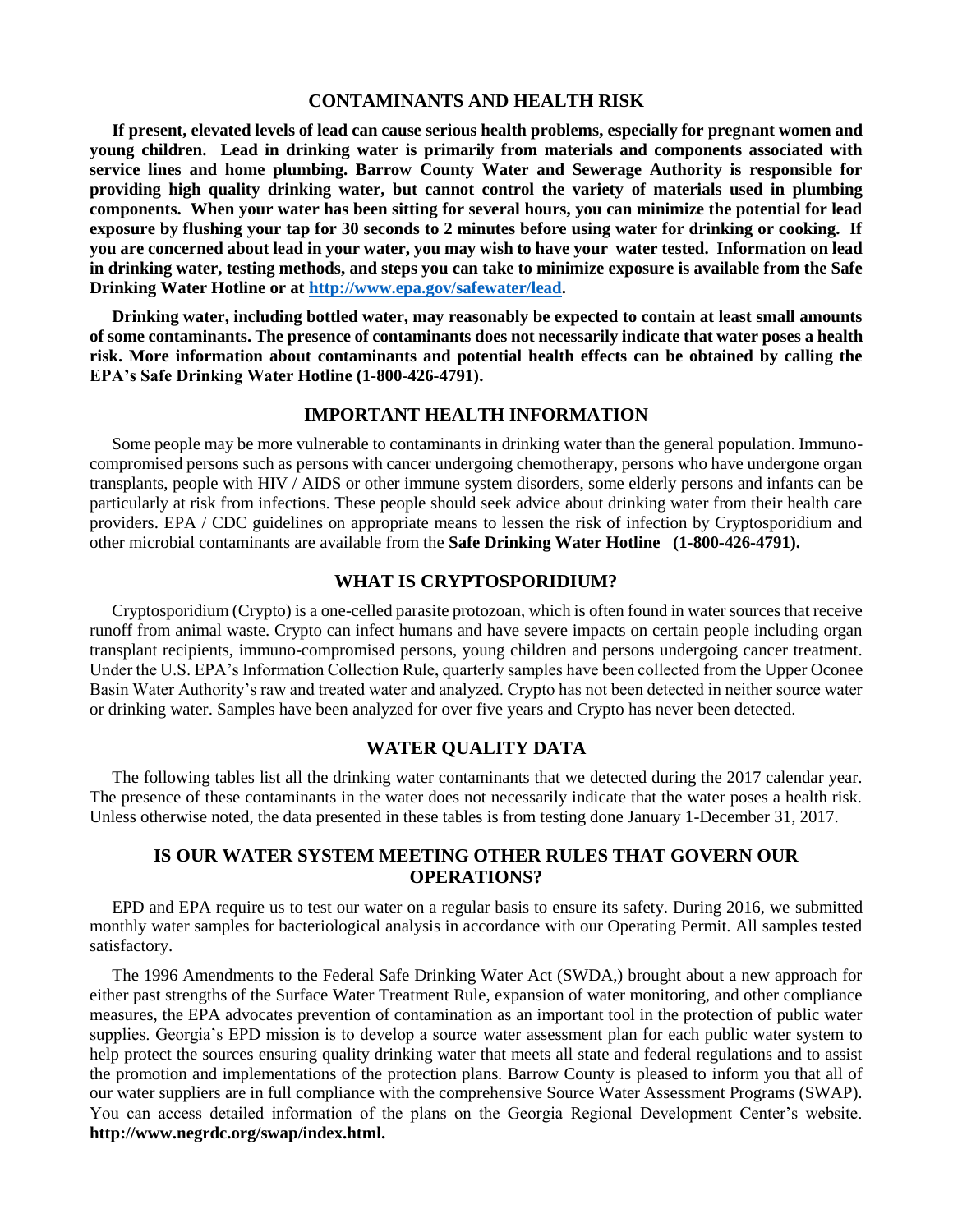## CONTAMINANTS AND HEALTH RISK

**If present, elevated levels of lead can cause serious health problems, especially for pregnant women and young children. Lead in drinking water is primarily from materials and components associated with service lines and home plumbing. Barrow County Water and Sewerage Authority is responsible for providing high quality drinking water, but cannot control the variety of materials used in plumbing components. When your water has been sitting for several hours, you can minimize the potential for lead exposure by flushing your tap for 30 seconds to 2 minutes before using water for drinking or cooking. If you are concerned about lead in your water, you may wish to have your water tested. Information on lead in drinking water, testing methods, and steps you can take to minimize exposure is available from the Safe Drinking Water Hotline or at [http://www.epa.gov/safewater/lead](http://www.epa.gov/safewater/lead).**

**Drinking water, including bottled water, may reasonably be expected to contain at least small amounts of some contaminants. The presence of contaminants does not necessarily indicate that water poses a health risk. More information about contaminants and potential health effects can be obtained by calling the EPA's Safe Drinking Water Hotline (1-800-426-4791).**

## IMPORTANT HEALTH INFORMATION

Some people may be more vulnerable to contaminants in drinking water than the general population. Immuno-compromised persons such as persons with cancer undergoing chemotherapy, persons who have undergone organ transplants, people with HIV / AIDS or other immune system disorders, some elderly persons and infants can be particularly at risk from infections. These people should seek advice about drinking water from their health care providers. EPA / CDC guidelines on appropriate means to lessen the risk of infection by Cryptosporidium and other microbial contaminants are available from the **Safe Drinking Water Hotline (1-800-426-4791).**

## WHAT IS CRYPTOSPORIDIUM?

Cryptosporidium (Crypto) is a one-celled parasite protozoan, which is often found in water sources that receive runoff from animal waste. Crypto can infect humans and have severe impacts on certain people including organ transplant recipients, immuno-compromised persons, young children and persons undergoing cancer treatment. Under the U.S. EPA's Information Collection Rule, quarterly samples have been collected from the Upper Oconee Basin Water Authority's raw and treated water and analyzed. Crypto has not been detected in neither source water or drinking water. Samples have been analyzed for over five years and Crypto has never been detected.

## WATER QUALITY DATA

The following tables list all the drinking water contaminants that we detected during the 2017 calendar year. The presence of these contaminants in the water does not necessarily indicate that the water poses a health risk. Unless otherwise noted, the data presented in these tables is from testing done January 1-December 31, 2017.

## IS OUR WATER SYSTEM MEETING OTHER RULES THAT GOVERN OUR OPERATIONS?

EPD and EPA require us to test our water on a regular basis to ensure its safety. During 2016, we submitted monthly water samples for bacteriological analysis in accordance with our Operating Permit. All samples tested satisfactory.

The 1996 Amendments to the Federal Safe Drinking Water Act (SWDA,) brought about a new approach for either past strengths of the Surface Water Treatment Rule, expansion of water monitoring, and other compliance measures, the EPA advocates prevention of contamination as an important tool in the protection of public water supplies. Georgia's EPD mission is to develop a source water assessment plan for each public water system to help protect the sources ensuring quality drinking water that meets all state and federal regulations and to assist the promotion and implementations of the protection plans. Barrow County is pleased to inform you that all of our water suppliers are in full compliance with the comprehensive Source Water Assessment Programs (SWAP). You can access detailed information of the plans on the Georgia Regional Development Center's website. **http://www.negrdc.org/swap/index.html.**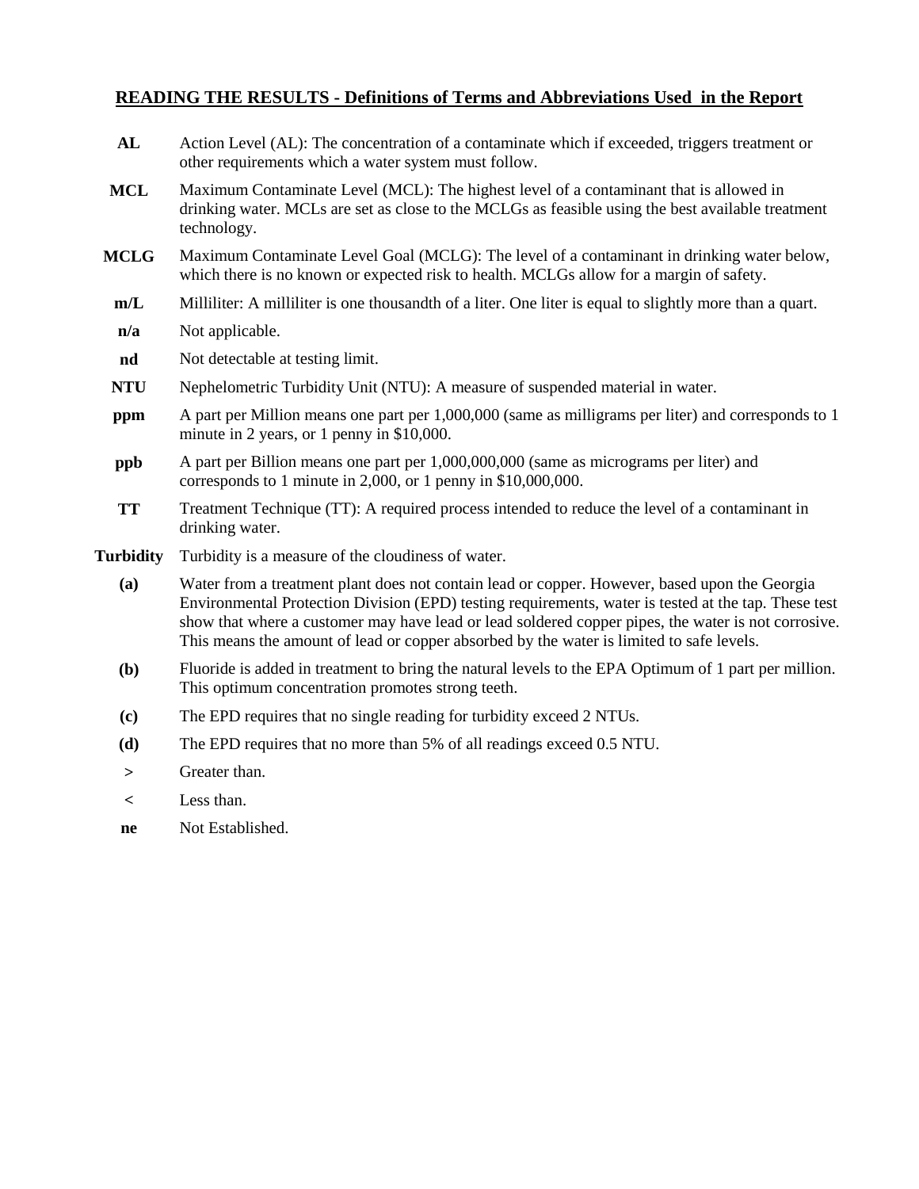## READING THE RESULTS - Definitions of Terms and Abbreviations Used in the Report

**AL** Action Level (AL): The concentration of a contaminate which if exceeded, triggers treatment or other requirements which a water system must follow.

**MCL** Maximum Contaminate Level (MCL): The highest level of a contaminant that is allowed in drinking water. MCLs are set as close to the MCLGs as feasible using the best available treatment technology.

**MCLG** Maximum Contaminate Level Goal (MCLG): The level of a contaminant in drinking water below, which there is no known or expected risk to health. MCLGs allow for a margin of safety.

**m/L** Milliliter: A milliliter is one thousandth of a liter. One liter is equal to slightly more than a quart.

**n/a** Not applicable.

**nd** Not detectable at testing limit.

**NTU** Nephelometric Turbidity Unit (NTU): A measure of suspended material in water.

**ppm** A part per Million means one part per 1,000,000 (same as milligrams per liter) and corresponds to 1 minute in 2 years, or 1 penny in $10,000.

**ppb** A part per Billion means one part per 1,000,000,000 (same as micrograms per liter) and corresponds to 1 minute in 2,000, or 1 penny in $10,000,000.

**TT** Treatment Technique (TT): A required process intended to reduce the level of a contaminant in drinking water.

**Turbidity** Turbidity is a measure of the cloudiness of water.

**(a)** Water from a treatment plant does not contain lead or copper. However, based upon the Georgia Environmental Protection Division (EPD) testing requirements, water is tested at the tap. These test show that where a customer may have lead or lead soldered copper pipes, the water is not corrosive. This means the amount of lead or copper absorbed by the water is limited to safe levels.

**(b)** Fluoride is added in treatment to bring the natural levels to the EPA Optimum of 1 part per million. This optimum concentration promotes strong teeth.

**(c)** The EPD requires that no single reading for turbidity exceed 2 NTUs.

**(d)** The EPD requires that no more than 5% of all readings exceed 0.5 NTU.

**>** Greater than.

**<** Less than.

**ne** Not Established.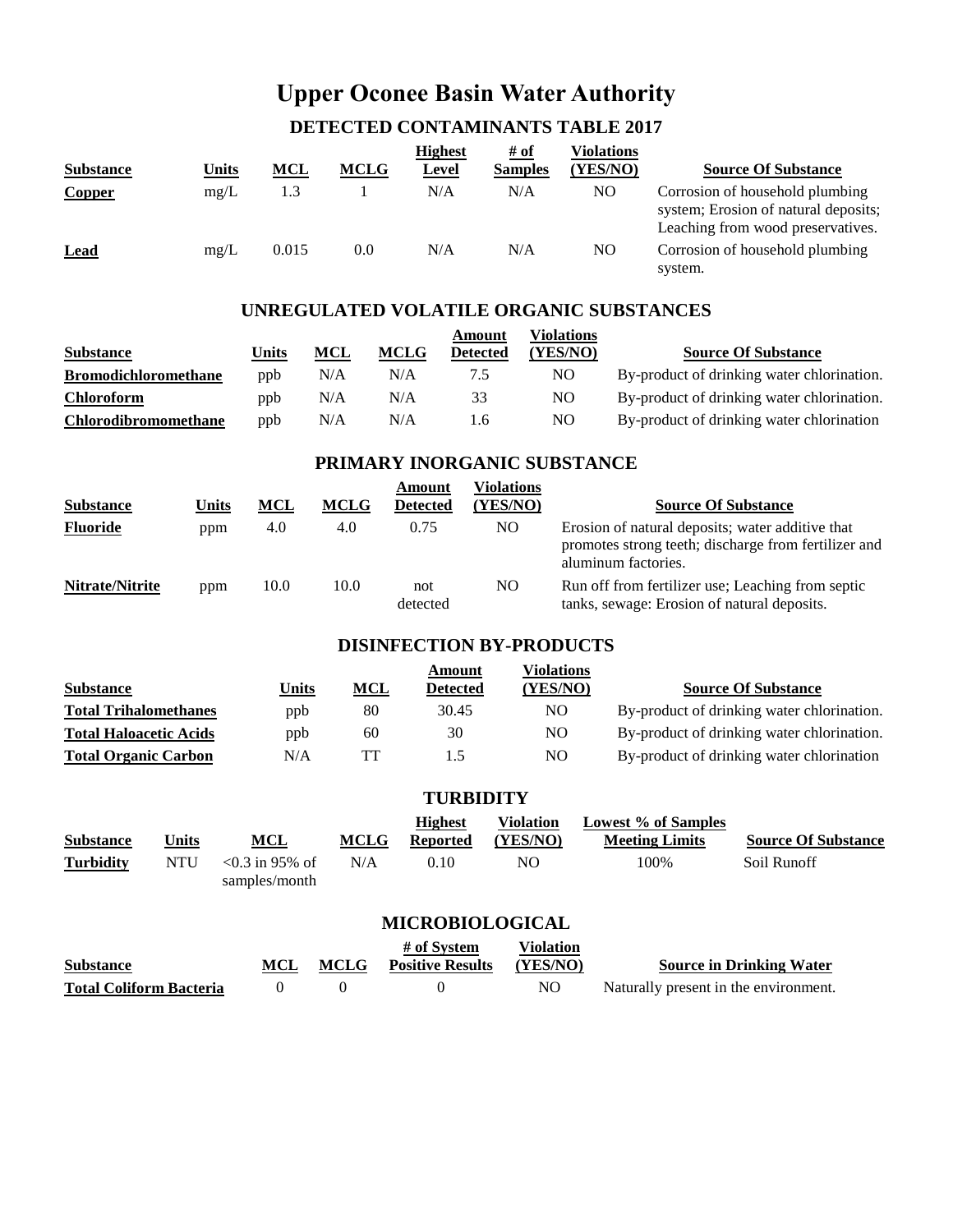# Upper Oconee Basin Water Authority

## DETECTED CONTAMINANTS TABLE 2017

| Substance | Units | MCL | MCLG | Highest Level | # of Samples | Violations (YES/NO) | Source Of Substance |
|---|---|---|---|---|---|---|---|
| **Copper** | mg/L | 1.3 | 1 | N/A | N/A | NO | Corrosion of household plumbing system; Erosion of natural deposits; Leaching from wood preservatives. |
| **Lead** | mg/L | 0.015 | 0.0 | N/A | N/A | NO | Corrosion of household plumbing system. |

## UNREGULATED VOLATILE ORGANIC SUBSTANCES

| Substance | Units | MCL | MCLG | Amount Detected | Violations (YES/NO) | Source Of Substance |
|---|---|---|---|---|---|---|
| **Bromodichloromethane** | ppb | N/A | N/A | 7.5 | NO | By-product of drinking water chlorination. |
| **Chloroform** | ppb | N/A | N/A | 33 | NO | By-product of drinking water chlorination. |
| **Chlorodibromomethane** | ppb | N/A | N/A | 1.6 | NO | By-product of drinking water chlorination |

## PRIMARY INORGANIC SUBSTANCE

| Substance | Units | MCL | MCLG | Amount Detected | Violations (YES/NO) | Source Of Substance |
|---|---|---|---|---|---|---|
| **Fluoride** | ppm | 4.0 | 4.0 | 0.75 | NO | Erosion of natural deposits; water additive that promotes strong teeth; discharge from fertilizer and aluminum factories. |
| **Nitrate/Nitrite** | ppm | 10.0 | 10.0 | not detected | NO | Run off from fertilizer use; Leaching from septic tanks, sewage: Erosion of natural deposits. |

## DISINFECTION BY-PRODUCTS

| Substance | Units | MCL | Amount Detected | Violations (YES/NO) | Source Of Substance |
|---|---|---|---|---|---|
| **Total Trihalomethanes** | ppb | 80 | 30.45 | NO | By-product of drinking water chlorination. |
| **Total Haloacetic Acids** | ppb | 60 | 30 | NO | By-product of drinking water chlorination. |
| **Total Organic Carbon** | N/A | TT | 1.5 | NO | By-product of drinking water chlorination |

## TURBIDITY

| Substance | Units | MCL | MCLG | Highest Reported | Violation (YES/NO) | Lowest % of Samples Meeting Limits | Source Of Substance |
|---|---|---|---|---|---|---|---|
| **Turbidity** | NTU | <0.3 in 95% of samples/month | N/A | 0.10 | NO | 100% | Soil Runoff |

## MICROBIOLOGICAL

| Substance | MCL | MCLG | # of System Positive Results | Violation (YES/NO) | Source in Drinking Water |
|---|---|---|---|---|---|
| **Total Coliform Bacteria** | 0 | 0 | 0 | NO | Naturally present in the environment. |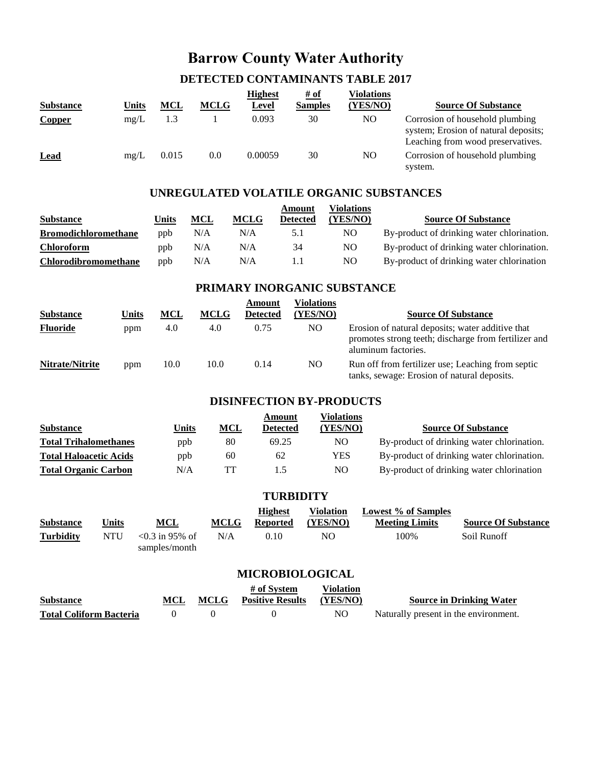# Barrow County Water Authority

## DETECTED CONTAMINANTS TABLE 2017

| Substance | Units | MCL | MCLG | Highest Level | # of Samples | Violations (YES/NO) | Source Of Substance |
|---|---|---|---|---|---|---|---|
| **Copper** | mg/L | 1.3 | 1 | 0.093 | 30 | NO | Corrosion of household plumbing system; Erosion of natural deposits; Leaching from wood preservatives. |
| **Lead** | mg/L | 0.015 | 0.0 | 0.00059 | 30 | NO | Corrosion of household plumbing system. |

## UNREGULATED VOLATILE ORGANIC SUBSTANCES

| Substance | Units | MCL | MCLG | Amount Detected | Violations (YES/NO) | Source Of Substance |
|---|---|---|---|---|---|---|
| **Bromodichloromethane** | ppb | N/A | N/A | 5.1 | NO | By-product of drinking water chlorination. |
| **Chloroform** | ppb | N/A | N/A | 34 | NO | By-product of drinking water chlorination. |
| **Chlorodibromomethane** | ppb | N/A | N/A | 1.1 | NO | By-product of drinking water chlorination |

## PRIMARY INORGANIC SUBSTANCE

| Substance | Units | MCL | MCLG | Amount Detected | Violations (YES/NO) | Source Of Substance |
|---|---|---|---|---|---|---|
| **Fluoride** | ppm | 4.0 | 4.0 | 0.75 | NO | Erosion of natural deposits; water additive that promotes strong teeth; discharge from fertilizer and aluminum factories. |
| **Nitrate/Nitrite** | ppm | 10.0 | 10.0 | 0.14 | NO | Run off from fertilizer use; Leaching from septic tanks, sewage: Erosion of natural deposits. |

## DISINFECTION BY-PRODUCTS

| Substance | Units | MCL | Amount Detected | Violations (YES/NO) | Source Of Substance |
|---|---|---|---|---|---|
| **Total Trihalomethanes** | ppb | 80 | 69.25 | NO | By-product of drinking water chlorination. |
| **Total Haloacetic Acids** | ppb | 60 | 62 | YES | By-product of drinking water chlorination. |
| **Total Organic Carbon** | N/A | TT | 1.5 | NO | By-product of drinking water chlorination |

## TURBIDITY

| Substance | Units | MCL | MCLG | Highest Reported | Violation (YES/NO) | Lowest % of Samples Meeting Limits | Source Of Substance |
|---|---|---|---|---|---|---|---|
| **Turbidity** | NTU | <0.3 in 95% of samples/month | N/A | 0.10 | NO | 100% | Soil Runoff |

## MICROBIOLOGICAL

| Substance | MCL | MCLG | # of System Positive Results | Violation (YES/NO) | Source in Drinking Water |
|---|---|---|---|---|---|
| **Total Coliform Bacteria** | 0 | 0 | 0 | NO | Naturally present in the environment. |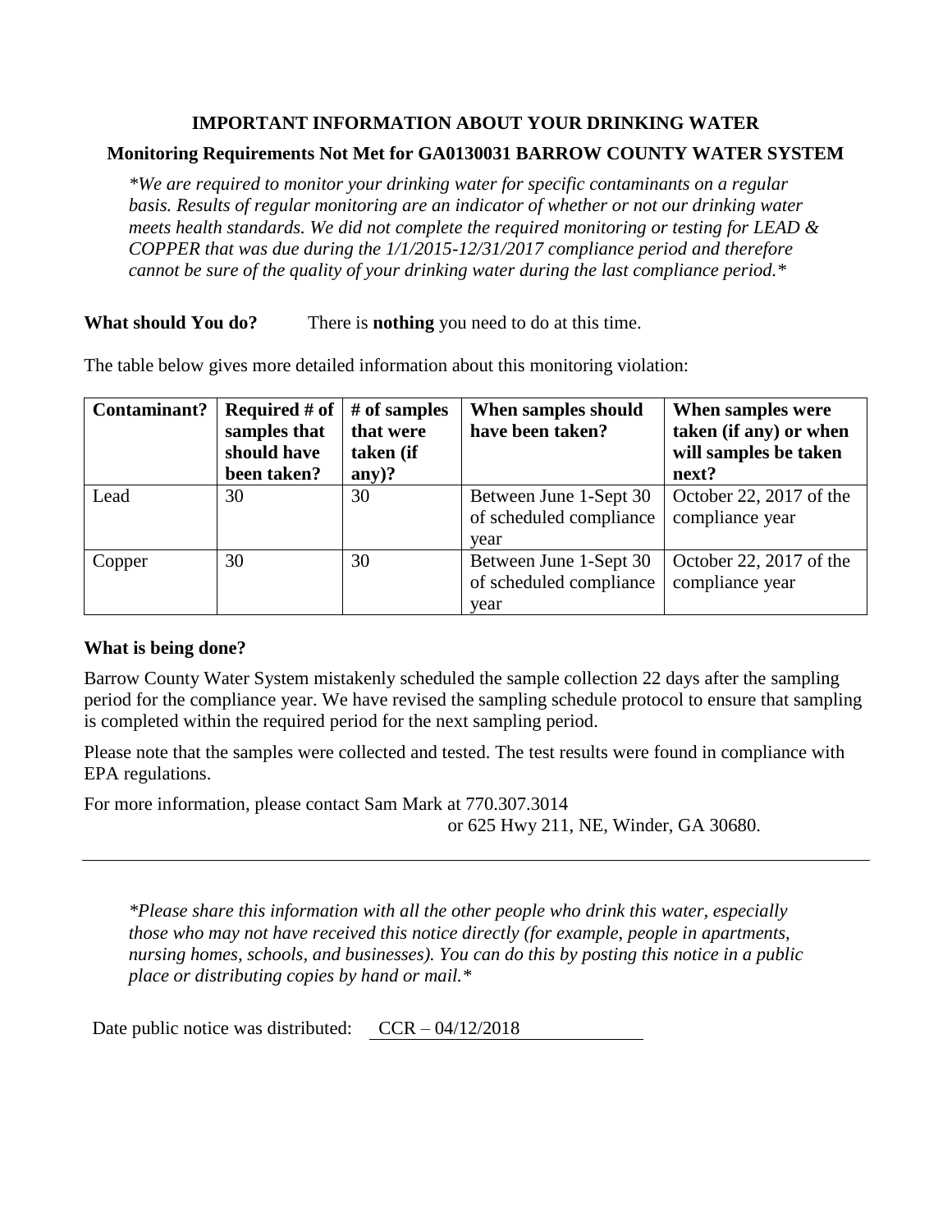**IMPORTANT INFORMATION ABOUT YOUR DRINKING WATER**

**Monitoring Requirements Not Met for GA0130031 BARROW COUNTY WATER SYSTEM**

*\*We are required to monitor your drinking water for specific contaminants on a regular basis. Results of regular monitoring are an indicator of whether or not our drinking water meets health standards. We did not complete the required monitoring or testing for LEAD & COPPER that was due during the 1/1/2015-12/31/2017 compliance period and therefore cannot be sure of the quality of your drinking water during the last compliance period.\**

**What should You do?** There is **nothing** you need to do at this time.

The table below gives more detailed information about this monitoring violation:

| **Contaminant?** | **Required # of samples that should have been taken?** | **# of samples that were taken (if any)?** | **When samples should have been taken?** | **When samples were taken (if any) or when will samples be taken next?** |
|---|---|---|---|---|
| Lead | 30 | 30 | Between June 1-Sept 30 of scheduled compliance year | October 22, 2017 of the compliance year |
| Copper | 30 | 30 | Between June 1-Sept 30 of scheduled compliance year | October 22, 2017 of the compliance year |

**What is being done?**

Barrow County Water System mistakenly scheduled the sample collection 22 days after the sampling period for the compliance year. We have revised the sampling schedule protocol to ensure that sampling is completed within the required period for the next sampling period.

Please note that the samples were collected and tested. The test results were found in compliance with EPA regulations.

For more information, please contact Sam Mark at 770.307.3014
or 625 Hwy 211, NE, Winder, GA 30680.

---

*\*Please share this information with all the other people who drink this water, especially those who may not have received this notice directly (for example, people in apartments, nursing homes, schools, and businesses). You can do this by posting this notice in a public place or distributing copies by hand or mail.\**

Date public notice was distributed: CCR – 04/12/2018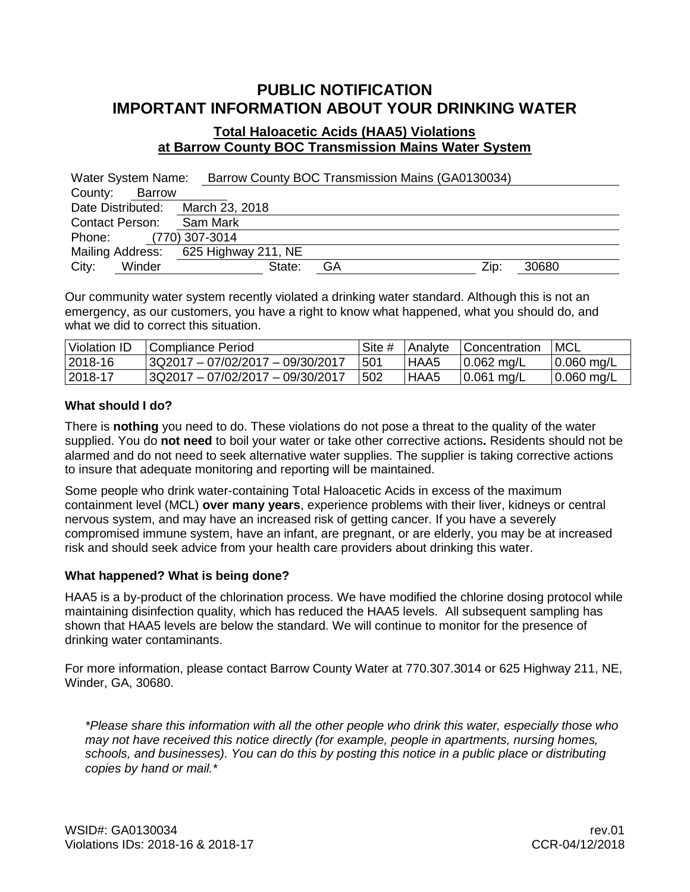# PUBLIC NOTIFICATION
# IMPORTANT INFORMATION ABOUT YOUR DRINKING WATER

## Total Haloacetic Acids (HAA5) Violations at Barrow County BOC Transmission Mains Water System

Water System Name: Barrow County BOC Transmission Mains (GA0130034)
County: Barrow
Date Distributed: March 23, 2018
Contact Person: Sam Mark
Phone: (770) 307-3014
Mailing Address: 625 Highway 211, NE
City: Winder State: GA Zip: 30680

Our community water system recently violated a drinking water standard. Although this is not an emergency, as our customers, you have a right to know what happened, what you should do, and what we did to correct this situation.

| Violation ID | Compliance Period | Site # | Analyte | Concentration | MCL |
|---|---|---|---|---|---|
| 2018-16 | 3Q2017 – 07/02/2017 – 09/30/2017 | 501 | HAA5 | 0.062 mg/L | 0.060 mg/L |
| 2018-17 | 3Q2017 – 07/02/2017 – 09/30/2017 | 502 | HAA5 | 0.061 mg/L | 0.060 mg/L |

**What should I do?**

There is **nothing** you need to do. These violations do not pose a threat to the quality of the water supplied. You do **not need** to boil your water or take other corrective actions**.** Residents should not be alarmed and do not need to seek alternative water supplies. The supplier is taking corrective actions to insure that adequate monitoring and reporting will be maintained.

Some people who drink water-containing Total Haloacetic Acids in excess of the maximum containment level (MCL) **over many years**, experience problems with their liver, kidneys or central nervous system, and may have an increased risk of getting cancer. If you have a severely compromised immune system, have an infant, are pregnant, or are elderly, you may be at increased risk and should seek advice from your health care providers about drinking this water.

**What happened? What is being done?**

HAA5 is a by-product of the chlorination process. We have modified the chlorine dosing protocol while maintaining disinfection quality, which has reduced the HAA5 levels. All subsequent sampling has shown that HAA5 levels are below the standard. We will continue to monitor for the presence of drinking water contaminants.

For more information, please contact Barrow County Water at 770.307.3014 or 625 Highway 211, NE, Winder, GA, 30680.

*\*Please share this information with all the other people who drink this water, especially those who may not have received this notice directly (for example, people in apartments, nursing homes, schools, and businesses). You can do this by posting this notice in a public place or distributing copies by hand or mail.\**

WSID#: GA0130034
Violations IDs: 2018-16 & 2018-17

rev.01
CCR-04/12/2018